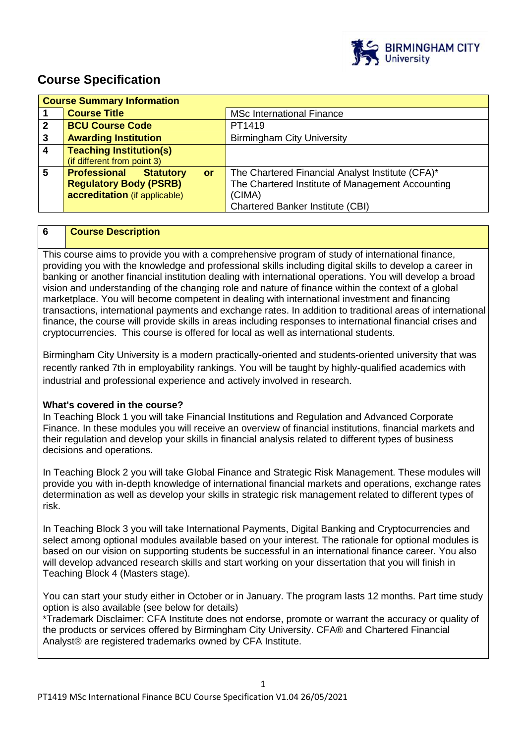# Course Specification

| Course Summary Information | | |
|---|---|---|
| 1 | **Course Title** | MSc International Finance |
| 2 | **BCU Course Code** | PT1419 |
| 3 | **Awarding Institution** | Birmingham City University |
| 4 | **Teaching Institution(s)** (if different from point 3) | |
| 5 | **Professional Statutory or Regulatory Body (PSRB) accreditation** (if applicable) | The Chartered Financial Analyst Institute (CFA)*<br>The Chartered Institute of Management Accounting (CIMA)<br>Chartered Banker Institute (CBI) |

## 6 Course Description

This course aims to provide you with a comprehensive program of study of international finance, providing you with the knowledge and professional skills including digital skills to develop a career in banking or another financial institution dealing with international operations. You will develop a broad vision and understanding of the changing role and nature of finance within the context of a global marketplace. You will become competent in dealing with international investment and financing transactions, international payments and exchange rates. In addition to traditional areas of international finance, the course will provide skills in areas including responses to international financial crises and cryptocurrencies. This course is offered for local as well as international students.

Birmingham City University is a modern practically-oriented and students-oriented university that was recently ranked 7th in employability rankings. You will be taught by highly-qualified academics with industrial and professional experience and actively involved in research.

**What's covered in the course?**

In Teaching Block 1 you will take Financial Institutions and Regulation and Advanced Corporate Finance. In these modules you will receive an overview of financial institutions, financial markets and their regulation and develop your skills in financial analysis related to different types of business decisions and operations.

In Teaching Block 2 you will take Global Finance and Strategic Risk Management. These modules will provide you with in-depth knowledge of international financial markets and operations, exchange rates determination as well as develop your skills in strategic risk management related to different types of risk.

In Teaching Block 3 you will take International Payments, Digital Banking and Cryptocurrencies and select among optional modules available based on your interest. The rationale for optional modules is based on our vision on supporting students be successful in an international finance career. You also will develop advanced research skills and start working on your dissertation that you will finish in Teaching Block 4 (Masters stage).

You can start your study either in October or in January. The program lasts 12 months. Part time study option is also available (see below for details)

*Trademark Disclaimer: CFA Institute does not endorse, promote or warrant the accuracy or quality of the products or services offered by Birmingham City University. CFA® and Chartered Financial Analyst® are registered trademarks owned by CFA Institute.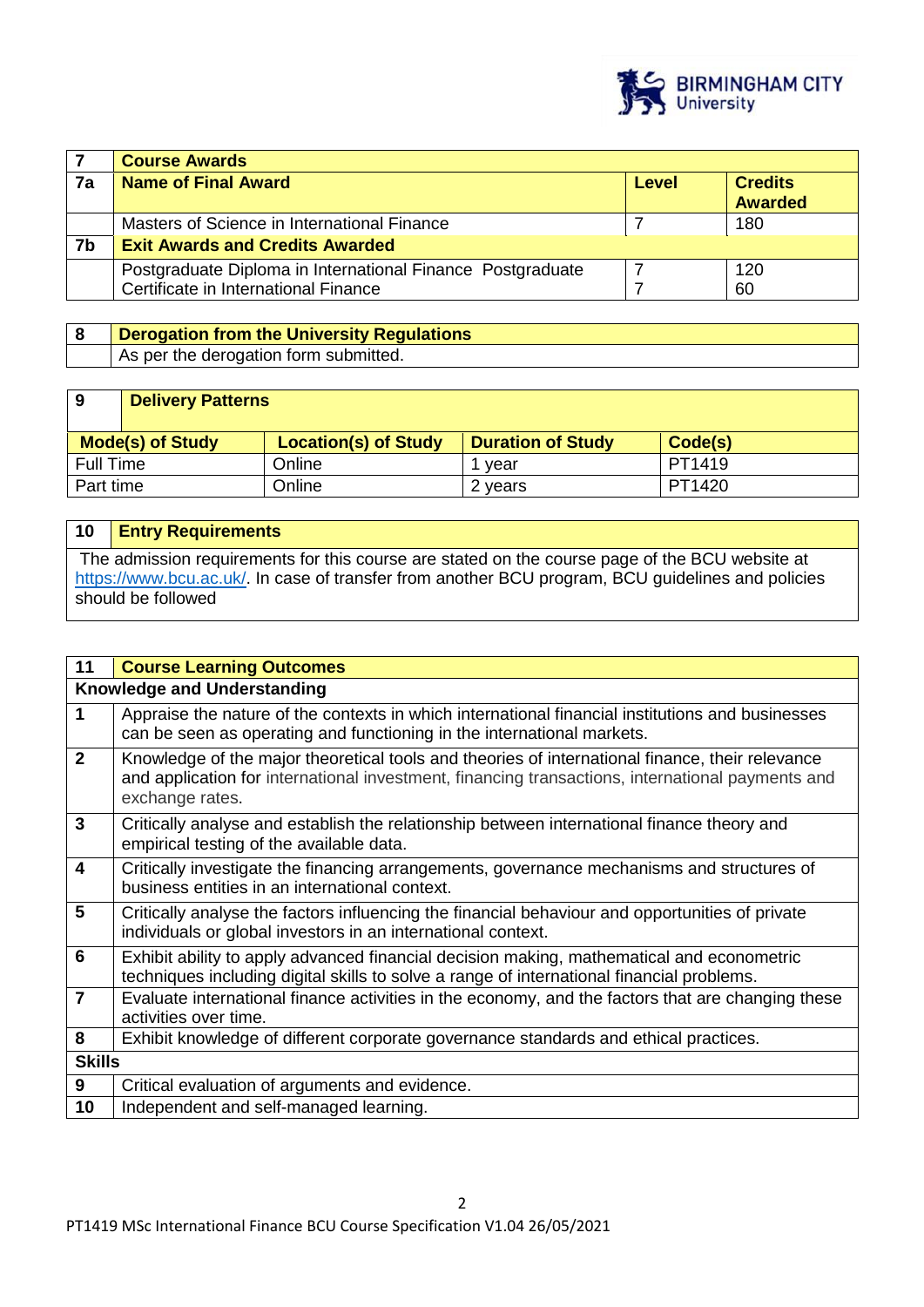| 7 | Course Awards | | |
|---|---|---|---|
| 7a | **Name of Final Award** | **Level** | **Credits Awarded** |
| | Masters of Science in International Finance | 7 | 180 |
| 7b | **Exit Awards and Credits Awarded** | | |
| | Postgraduate Diploma in International Finance Postgraduate Certificate in International Finance | 7<br>7 | 120<br>60 |

| 8 | Derogation from the University Regulations |
|---|---|
| | As per the derogation form submitted. |

| 9 Delivery Patterns | | | |
|---|---|---|---|
| **Mode(s) of Study** | **Location(s) of Study** | **Duration of Study** | **Code(s)** |
| Full Time | Online | 1 year | PT1419 |
| Part time | Online | 2 years | PT1420 |

| 10 | Entry Requirements |
|---|---|
| The admission requirements for this course are stated on the course page of the BCU website at https://www.bcu.ac.uk/. In case of transfer from another BCU program, BCU guidelines and policies should be followed | |

| 11 | Course Learning Outcomes |
|---|---|
| **Knowledge and Understanding** | |
| 1 | Appraise the nature of the contexts in which international financial institutions and businesses can be seen as operating and functioning in the international markets. |
| 2 | Knowledge of the major theoretical tools and theories of international finance, their relevance and application for international investment, financing transactions, international payments and exchange rates. |
| 3 | Critically analyse and establish the relationship between international finance theory and empirical testing of the available data. |
| 4 | Critically investigate the financing arrangements, governance mechanisms and structures of business entities in an international context. |
| 5 | Critically analyse the factors influencing the financial behaviour and opportunities of private individuals or global investors in an international context. |
| 6 | Exhibit ability to apply advanced financial decision making, mathematical and econometric techniques including digital skills to solve a range of international financial problems. |
| 7 | Evaluate international finance activities in the economy, and the factors that are changing these activities over time. |
| 8 | Exhibit knowledge of different corporate governance standards and ethical practices. |
| **Skills** | |
| 9 | Critical evaluation of arguments and evidence. |
| 10 | Independent and self-managed learning. |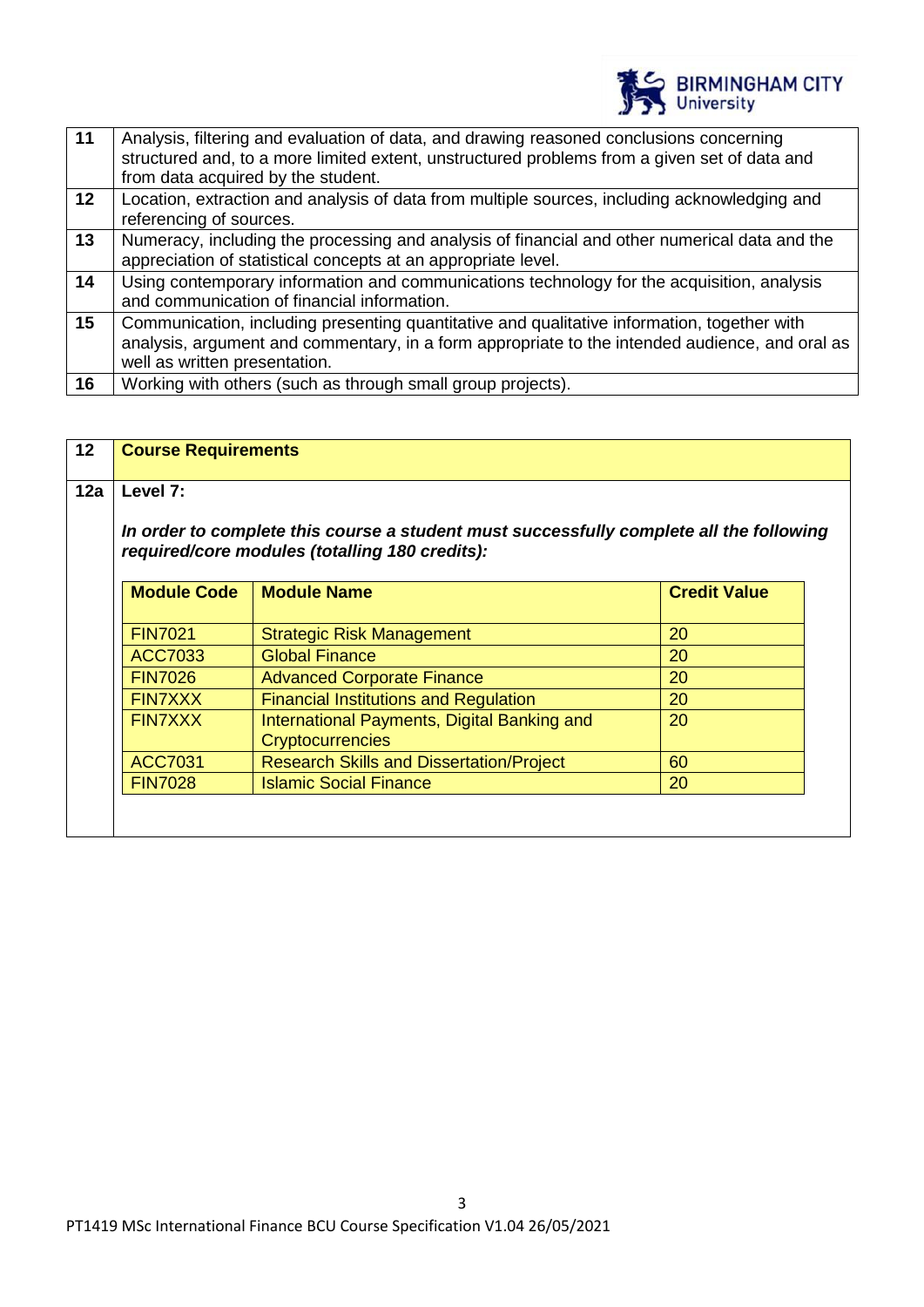| | |
|---|---|
| 11 | Analysis, filtering and evaluation of data, and drawing reasoned conclusions concerning structured and, to a more limited extent, unstructured problems from a given set of data and from data acquired by the student. |
| 12 | Location, extraction and analysis of data from multiple sources, including acknowledging and referencing of sources. |
| 13 | Numeracy, including the processing and analysis of financial and other numerical data and the appreciation of statistical concepts at an appropriate level. |
| 14 | Using contemporary information and communications technology for the acquisition, analysis and communication of financial information. |
| 15 | Communication, including presenting quantitative and qualitative information, together with analysis, argument and commentary, in a form appropriate to the intended audience, and oral as well as written presentation. |
| 16 | Working with others (such as through small group projects). |

## 12 Course Requirements

### 12a Level 7:

***In order to complete this course a student must successfully complete all the following required/core modules (totalling 180 credits):***

| Module Code | Module Name | Credit Value |
|---|---|---|
| FIN7021 | Strategic Risk Management | 20 |
| ACC7033 | Global Finance | 20 |
| FIN7026 | Advanced Corporate Finance | 20 |
| FIN7XXX | Financial Institutions and Regulation | 20 |
| FIN7XXX | International Payments, Digital Banking and Cryptocurrencies | 20 |
| ACC7031 | Research Skills and Dissertation/Project | 60 |
| FIN7028 | Islamic Social Finance | 20 |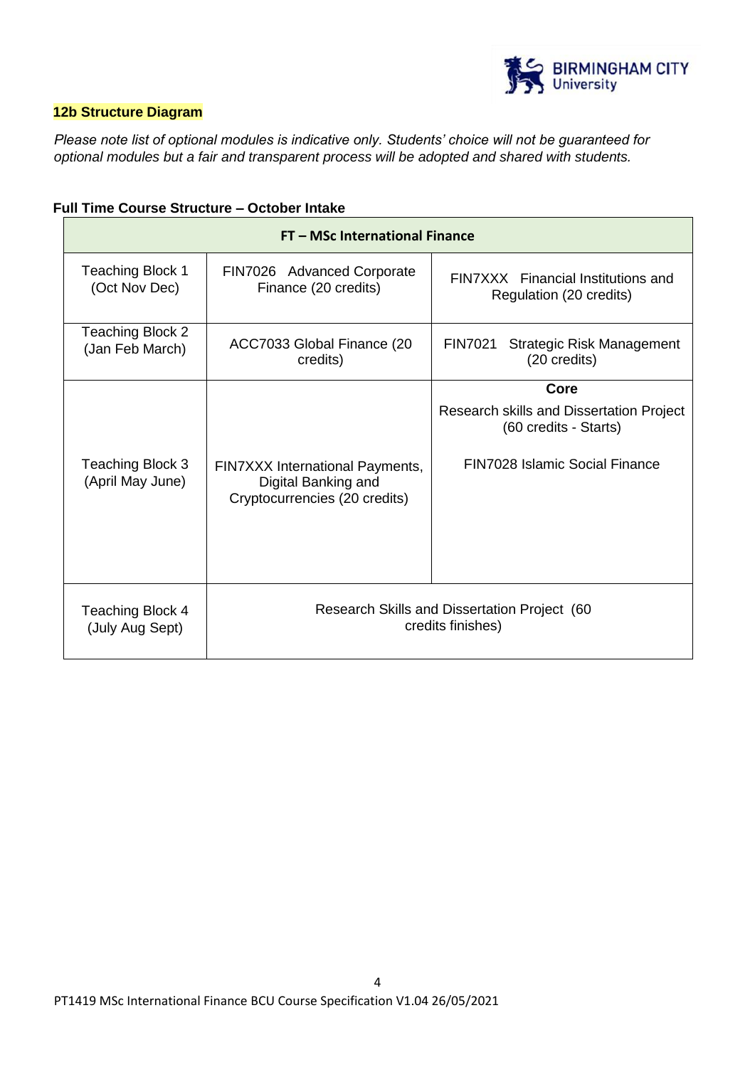**12b Structure Diagram**

*Please note list of optional modules is indicative only. Students' choice will not be guaranteed for optional modules but a fair and transparent process will be adopted and shared with students.*

**Full Time Course Structure – October Intake**

| FT – MSc International Finance | | |
|---|---|---|
| Teaching Block 1 (Oct Nov Dec) | FIN7026 Advanced Corporate Finance (20 credits) | FIN7XXX Financial Institutions and Regulation (20 credits) |
| Teaching Block 2 (Jan Feb March) | ACC7033 Global Finance (20 credits) | FIN7021 Strategic Risk Management (20 credits) |
| Teaching Block 3 (April May June) | FIN7XXX International Payments, Digital Banking and Cryptocurrencies (20 credits) | **Core** Research skills and Dissertation Project (60 credits - Starts) FIN7028 Islamic Social Finance |
| Teaching Block 4 (July Aug Sept) | Research Skills and Dissertation Project (60 credits finishes) | |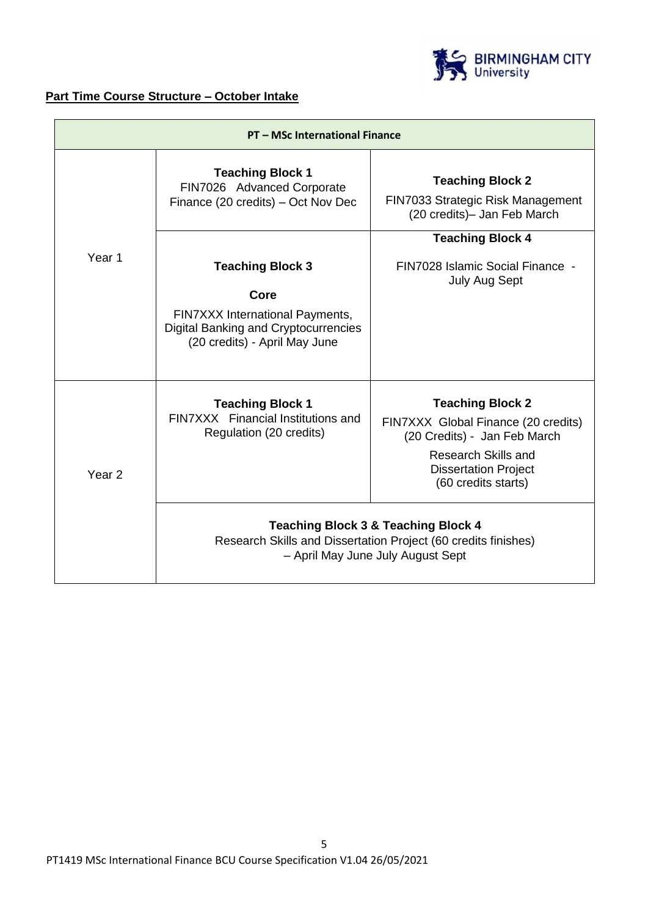**Part Time Course Structure – October Intake**

| PT – MSc International Finance | | |
|---|---|---|
| Year 1 | **Teaching Block 1** FIN7026 Advanced Corporate Finance (20 credits) – Oct Nov Dec | **Teaching Block 2** FIN7033 Strategic Risk Management (20 credits)– Jan Feb March |
| | **Teaching Block 3** **Core** FIN7XXX International Payments, Digital Banking and Cryptocurrencies (20 credits) - April May June | **Teaching Block 4** FIN7028 Islamic Social Finance - July Aug Sept |
| Year 2 | **Teaching Block 1** FIN7XXX Financial Institutions and Regulation (20 credits) | **Teaching Block 2** FIN7XXX Global Finance (20 credits) (20 Credits) - Jan Feb March Research Skills and Dissertation Project (60 credits starts) |
| | **Teaching Block 3 & Teaching Block 4** Research Skills and Dissertation Project (60 credits finishes) – April May June July August Sept | |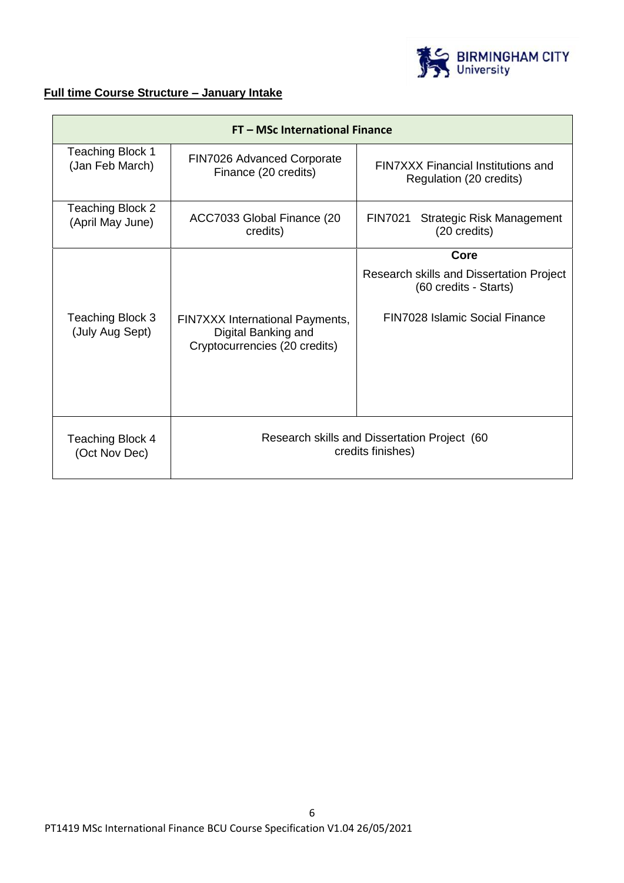**Full time Course Structure – January Intake**

| FT – MSc International Finance | | |
|---|---|---|
| Teaching Block 1 (Jan Feb March) | FIN7026 Advanced Corporate Finance (20 credits) | FIN7XXX Financial Institutions and Regulation (20 credits) |
| Teaching Block 2 (April May June) | ACC7033 Global Finance (20 credits) | FIN7021 Strategic Risk Management (20 credits) |
| Teaching Block 3 (July Aug Sept) | FIN7XXX International Payments, Digital Banking and Cryptocurrencies (20 credits) | **Core**<br>Research skills and Dissertation Project (60 credits - Starts)<br>FIN7028 Islamic Social Finance |
| Teaching Block 4 (Oct Nov Dec) | Research skills and Dissertation Project (60 credits finishes) | |

PT1419 MSc International Finance BCU Course Specification V1.04 26/05/2021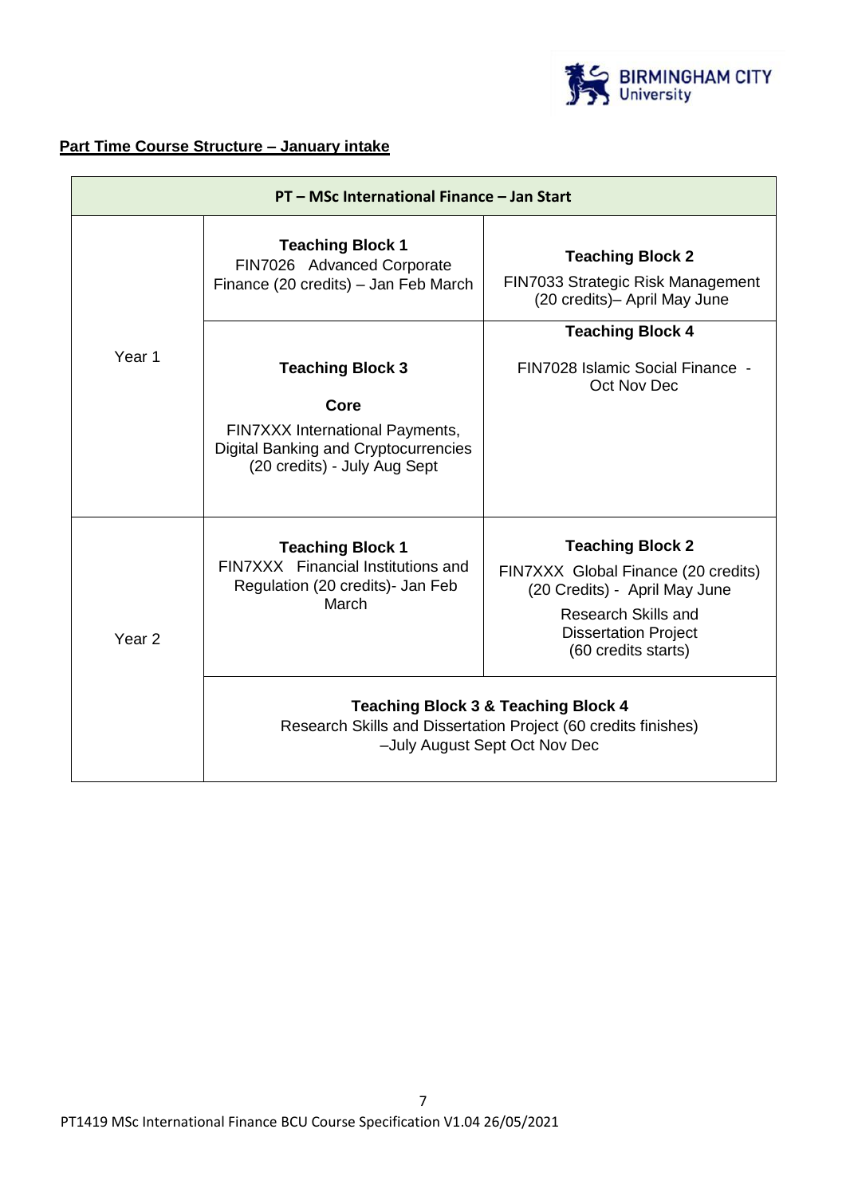**Part Time Course Structure – January intake**

| PT – MSc International Finance – Jan Start | | |
|---|---|---|
| Year 1 | **Teaching Block 1** FIN7026 Advanced Corporate Finance (20 credits) – Jan Feb March | **Teaching Block 2** FIN7033 Strategic Risk Management (20 credits)– April May June |
| | **Teaching Block 3** **Core** FIN7XXX International Payments, Digital Banking and Cryptocurrencies (20 credits) - July Aug Sept | **Teaching Block 4** FIN7028 Islamic Social Finance - Oct Nov Dec |
| Year 2 | **Teaching Block 1** FIN7XXX Financial Institutions and Regulation (20 credits)- Jan Feb March | **Teaching Block 2** FIN7XXX Global Finance (20 credits) (20 Credits) - April May June Research Skills and Dissertation Project (60 credits starts) |
| | **Teaching Block 3 & Teaching Block 4** Research Skills and Dissertation Project (60 credits finishes) –July August Sept Oct Nov Dec | |

PT1419 MSc International Finance BCU Course Specification V1.04 26/05/2021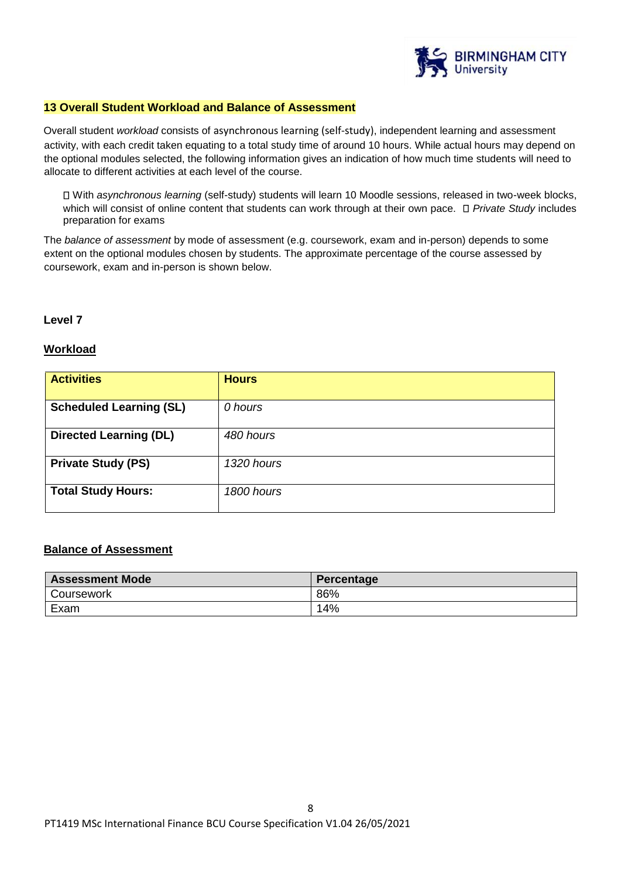## 13 Overall Student Workload and Balance of Assessment

Overall student *workload* consists of asynchronous learning (self-study), independent learning and assessment activity, with each credit taken equating to a total study time of around 10 hours. While actual hours may depend on the optional modules selected, the following information gives an indication of how much time students will need to allocate to different activities at each level of the course.

- With *asynchronous learning* (self-study) students will learn 10 Moodle sessions, released in two-week blocks, which will consist of online content that students can work through at their own pace.
- *Private Study* includes preparation for exams

The *balance of assessment* by mode of assessment (e.g. coursework, exam and in-person) depends to some extent on the optional modules chosen by students. The approximate percentage of the course assessed by coursework, exam and in-person is shown below.

### Level 7

#### Workload

| Activities | Hours |
|---|---|
| Scheduled Learning (SL) | *0 hours* |
| Directed Learning (DL) | *480 hours* |
| Private Study (PS) | *1320 hours* |
| Total Study Hours: | *1800 hours* |

#### Balance of Assessment

| Assessment Mode | Percentage |
|---|---|
| Coursework | 86% |
| Exam | 14% |